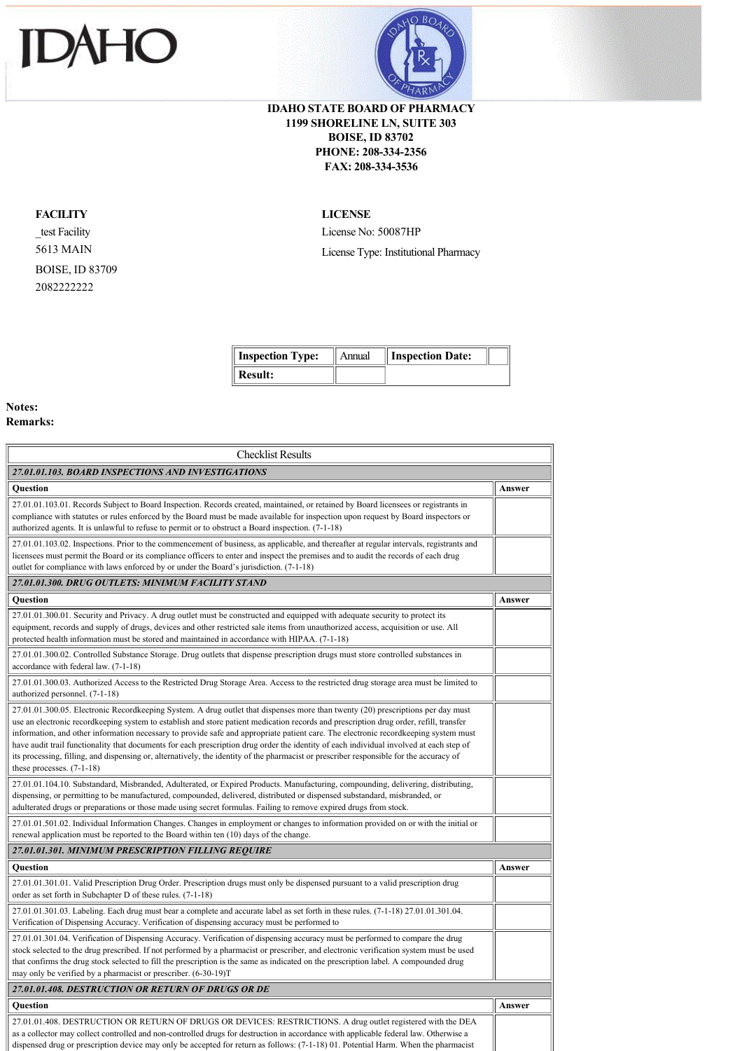# IDAHO

**IDAHO STATE BOARD OF PHARMACY**
**1199 SHORELINE LN, SUITE 303**
**BOISE, ID 83702**
**PHONE: 208-334-2356**
**FAX: 208-334-3536**

**FACILITY**

_test Facility
5613 MAIN
BOISE, ID 83709
2082222222

**LICENSE**

License No: 50087HP
License Type: Institutional Pharmacy

| **Inspection Type:** | Annual | **Inspection Date:** | |
|---|---|---|---|
| **Result:** | | | |

**Notes:**
**Remarks:**

| Checklist Results | |
|---|---|
| ***27.01.01.103. BOARD INSPECTIONS AND INVESTIGATIONS*** | |
| **Question** | **Answer** |
| 27.01.01.103.01. Records Subject to Board Inspection. Records created, maintained, or retained by Board licensees or registrants in compliance with statutes or rules enforced by the Board must be made available for inspection upon request by Board inspectors or authorized agents. It is unlawful to refuse to permit or to obstruct a Board inspection. (7-1-18) | |
| 27.01.01.103.02. Inspections. Prior to the commencement of business, as applicable, and thereafter at regular intervals, registrants and licensees must permit the Board or its compliance officers to enter and inspect the premises and to audit the records of each drug outlet for compliance with laws enforced by or under the Board's jurisdiction. (7-1-18) | |
| ***27.01.01.300. DRUG OUTLETS: MINIMUM FACILITY STAND*** | |
| **Question** | **Answer** |
| 27.01.01.300.01. Security and Privacy. A drug outlet must be constructed and equipped with adequate security to protect its equipment, records and supply of drugs, devices and other restricted sale items from unauthorized access, acquisition or use. All protected health information must be stored and maintained in accordance with HIPAA. (7-1-18) | |
| 27.01.01.300.02. Controlled Substance Storage. Drug outlets that dispense prescription drugs must store controlled substances in accordance with federal law. (7-1-18) | |
| 27.01.01.300.03. Authorized Access to the Restricted Drug Storage Area. Access to the restricted drug storage area must be limited to authorized personnel. (7-1-18) | |
| 27.01.01.300.05. Electronic Recordkeeping System. A drug outlet that dispenses more than twenty (20) prescriptions per day must use an electronic recordkeeping system to establish and store patient medication records and prescription drug order, refill, transfer information, and other information necessary to provide safe and appropriate patient care. The electronic recordkeeping system must have audit trail functionality that documents for each prescription drug order the identity of each individual involved at each step of its processing, filling, and dispensing or, alternatively, the identity of the pharmacist or prescriber responsible for the accuracy of these processes. (7-1-18) | |
| 27.01.01.104.10. Substandard, Misbranded, Adulterated, or Expired Products. Manufacturing, compounding, delivering, distributing, dispensing, or permitting to be manufactured, compounded, delivered, distributed or dispensed substandard, misbranded, or adulterated drugs or preparations or those made using secret formulas. Failing to remove expired drugs from stock. | |
| 27.01.01.501.02. Individual Information Changes. Changes in employment or changes to information provided on or with the initial or renewal application must be reported to the Board within ten (10) days of the change. | |
| ***27.01.01.301. MINIMUM PRESCRIPTION FILLING REQUIRE*** | |
| **Question** | **Answer** |
| 27.01.01.301.01. Valid Prescription Drug Order. Prescription drugs must only be dispensed pursuant to a valid prescription drug order as set forth in Subchapter D of these rules. (7-1-18) | |
| 27.01.01.301.03. Labeling. Each drug must bear a complete and accurate label as set forth in these rules. (7-1-18) 27.01.01.301.04. Verification of Dispensing Accuracy. Verification of dispensing accuracy must be performed to | |
| 27.01.01.301.04. Verification of Dispensing Accuracy. Verification of dispensing accuracy must be performed to compare the drug stock selected to the drug prescribed. If not performed by a pharmacist or prescriber, and electronic verification system must be used that confirms the drug stock selected to fill the prescription is the same as indicated on the prescription label. A compounded drug may only be verified by a pharmacist or prescriber. (6-30-19)T | |
| ***27.01.01.408. DESTRUCTION OR RETURN OF DRUGS OR DE*** | |
| **Question** | **Answer** |
| 27.01.01.408. DESTRUCTION OR RETURN OF DRUGS OR DEVICES: RESTRICTIONS. A drug outlet registered with the DEA as a collector may collect controlled and non-controlled drugs for destruction in accordance with applicable federal law. Otherwise a dispensed drug or prescription device may only be accepted for return as follows: (7-1-18) 01. Potential Harm. When the pharmacist | |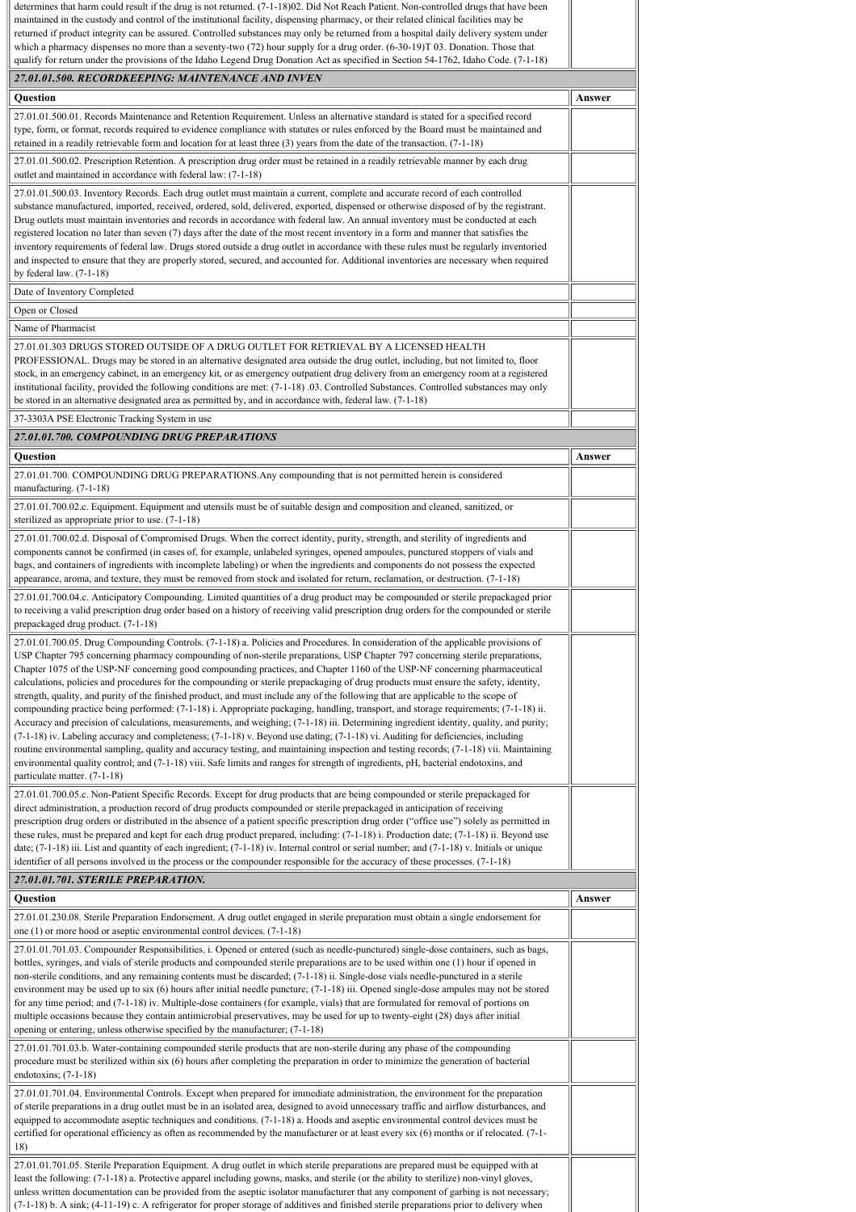| | |
|---|---|
| determines that harm could result if the drug is not returned. (7-1-18)02. Did Not Reach Patient. Non-controlled drugs that have been maintained in the custody and control of the institutional facility, dispensing pharmacy, or their related clinical facilities may be returned if product integrity can be assured. Controlled substances may only be returned from a hospital daily delivery system under which a pharmacy dispenses no more than a seventy-two (72) hour supply for a drug order. (6-30-19)T 03. Donation. Those that qualify for return under the provisions of the Idaho Legend Drug Donation Act as specified in Section 54-1762, Idaho Code. (7-1-18) | |

***27.01.01.500. RECORDKEEPING: MAINTENANCE AND INVEN***

| Question | Answer |
|---|---|
| 27.01.01.500.01. Records Maintenance and Retention Requirement. Unless an alternative standard is stated for a specified record type, form, or format, records required to evidence compliance with statutes or rules enforced by the Board must be maintained and retained in a readily retrievable form and location for at least three (3) years from the date of the transaction. (7-1-18) | |
| 27.01.01.500.02. Prescription Retention. A prescription drug order must be retained in a readily retrievable manner by each drug outlet and maintained in accordance with federal law: (7-1-18) | |
| 27.01.01.500.03. Inventory Records. Each drug outlet must maintain a current, complete and accurate record of each controlled substance manufactured, imported, received, ordered, sold, delivered, exported, dispensed or otherwise disposed of by the registrant. Drug outlets must maintain inventories and records in accordance with federal law. An annual inventory must be conducted at each registered location no later than seven (7) days after the date of the most recent inventory in a form and manner that satisfies the inventory requirements of federal law. Drugs stored outside a drug outlet in accordance with these rules must be regularly inventoried and inspected to ensure that they are properly stored, secured, and accounted for. Additional inventories are necessary when required by federal law. (7-1-18) | |
| Date of Inventory Completed | |
| Open or Closed | |
| Name of Pharmacist | |
| 27.01.01.303 DRUGS STORED OUTSIDE OF A DRUG OUTLET FOR RETRIEVAL BY A LICENSED HEALTH PROFESSIONAL. Drugs may be stored in an alternative designated area outside the drug outlet, including, but not limited to, floor stock, in an emergency cabinet, in an emergency kit, or as emergency outpatient drug delivery from an emergency room at a registered institutional facility, provided the following conditions are met: (7-1-18) .03. Controlled Substances. Controlled substances may only be stored in an alternative designated area as permitted by, and in accordance with, federal law. (7-1-18) | |
| 37-3303A PSE Electronic Tracking System in use | |

***27.01.01.700. COMPOUNDING DRUG PREPARATIONS***

| Question | Answer |
|---|---|
| 27.01.01.700. COMPOUNDING DRUG PREPARATIONS.Any compounding that is not permitted herein is considered manufacturing. (7-1-18) | |
| 27.01.01.700.02.c. Equipment. Equipment and utensils must be of suitable design and composition and cleaned, sanitized, or sterilized as appropriate prior to use. (7-1-18) | |
| 27.01.01.700.02.d. Disposal of Compromised Drugs. When the correct identity, purity, strength, and sterility of ingredients and components cannot be confirmed (in cases of, for example, unlabeled syringes, opened ampoules, punctured stoppers of vials and bags, and containers of ingredients with incomplete labeling) or when the ingredients and components do not possess the expected appearance, aroma, and texture, they must be removed from stock and isolated for return, reclamation, or destruction. (7-1-18) | |
| 27.01.01.700.04.c. Anticipatory Compounding. Limited quantities of a drug product may be compounded or sterile prepackaged prior to receiving a valid prescription drug order based on a history of receiving valid prescription drug orders for the compounded or sterile prepackaged drug product. (7-1-18) | |
| 27.01.01.700.05. Drug Compounding Controls. (7-1-18) a. Policies and Procedures. In consideration of the applicable provisions of USP Chapter 795 concerning pharmacy compounding of non-sterile preparations, USP Chapter 797 concerning sterile preparations, Chapter 1075 of the USP-NF concerning good compounding practices, and Chapter 1160 of the USP-NF concerning pharmaceutical calculations, policies and procedures for the compounding or sterile prepackaging of drug products must ensure the safety, identity, strength, quality, and purity of the finished product, and must include any of the following that are applicable to the scope of compounding practice being performed: (7-1-18) i. Appropriate packaging, handling, transport, and storage requirements; (7-1-18) ii. Accuracy and precision of calculations, measurements, and weighing; (7-1-18) iii. Determining ingredient identity, quality, and purity; (7-1-18) iv. Labeling accuracy and completeness; (7-1-18) v. Beyond use dating; (7-1-18) vi. Auditing for deficiencies, including routine environmental sampling, quality and accuracy testing, and maintaining inspection and testing records; (7-1-18) vii. Maintaining environmental quality control; and (7-1-18) viii. Safe limits and ranges for strength of ingredients, pH, bacterial endotoxins, and particulate matter. (7-1-18) | |
| 27.01.01.700.05.c. Non-Patient Specific Records. Except for drug products that are being compounded or sterile prepackaged for direct administration, a production record of drug products compounded or sterile prepackaged in anticipation of receiving prescription drug orders or distributed in the absence of a patient specific prescription drug order ("office use") solely as permitted in these rules, must be prepared and kept for each drug product prepared, including: (7-1-18) i. Production date; (7-1-18) ii. Beyond use date; (7-1-18) iii. List and quantity of each ingredient; (7-1-18) iv. Internal control or serial number; and (7-1-18) v. Initials or unique identifier of all persons involved in the process or the compounder responsible for the accuracy of these processes. (7-1-18) | |

***27.01.01.701. STERILE PREPARATION.***

| Question | Answer |
|---|---|
| 27.01.01.230.08. Sterile Preparation Endorsement. A drug outlet engaged in sterile preparation must obtain a single endorsement for one (1) or more hood or aseptic environmental control devices. (7-1-18) | |
| 27.01.01.701.03. Compounder Responsibilities. i. Opened or entered (such as needle-punctured) single-dose containers, such as bags, bottles, syringes, and vials of sterile products and compounded sterile preparations are to be used within one (1) hour if opened in non-sterile conditions, and any remaining contents must be discarded; (7-1-18) ii. Single-dose vials needle-punctured in a sterile environment may be used up to six (6) hours after initial needle puncture; (7-1-18) iii. Opened single-dose ampules may not be stored for any time period; and (7-1-18) iv. Multiple-dose containers (for example, vials) that are formulated for removal of portions on multiple occasions because they contain antimicrobial preservatives, may be used for up to twenty-eight (28) days after initial opening or entering, unless otherwise specified by the manufacturer; (7-1-18) | |
| 27.01.01.701.03.b. Water-containing compounded sterile products that are non-sterile during any phase of the compounding procedure must be sterilized within six (6) hours after completing the preparation in order to minimize the generation of bacterial endotoxins; (7-1-18) | |
| 27.01.01.701.04. Environmental Controls. Except when prepared for immediate administration, the environment for the preparation of sterile preparations in a drug outlet must be in an isolated area, designed to avoid unnecessary traffic and airflow disturbances, and equipped to accommodate aseptic techniques and conditions. (7-1-18) a. Hoods and aseptic environmental control devices must be certified for operational efficiency as often as recommended by the manufacturer or at least every six (6) months or if relocated. (7-1-18) | |
| 27.01.01.701.05. Sterile Preparation Equipment. A drug outlet in which sterile preparations are prepared must be equipped with at least the following: (7-1-18) a. Protective apparel including gowns, masks, and sterile (or the ability to sterilize) non-vinyl gloves, unless written documentation can be provided from the aseptic isolator manufacturer that any component of garbing is not necessary; (7-1-18) b. A sink; (4-11-19) c. A refrigerator for proper storage of additives and finished sterile preparations prior to delivery when | |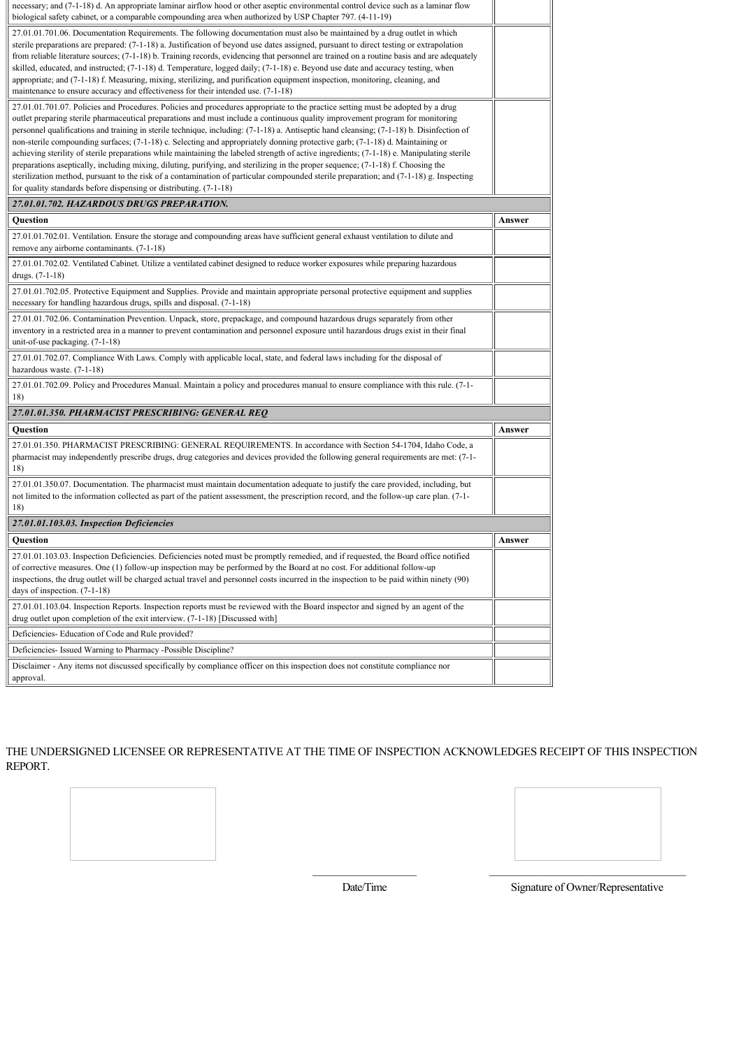| | |
|---|---|
| necessary; and (7-1-18) d. An appropriate laminar airflow hood or other aseptic environmental control device such as a laminar flow biological safety cabinet, or a comparable compounding area when authorized by USP Chapter 797. (4-11-19) | |
| 27.01.01.701.06. Documentation Requirements. The following documentation must also be maintained by a drug outlet in which sterile preparations are prepared: (7-1-18) a. Justification of beyond use dates assigned, pursuant to direct testing or extrapolation from reliable literature sources; (7-1-18) b. Training records, evidencing that personnel are trained on a routine basis and are adequately skilled, educated, and instructed; (7-1-18) d. Temperature, logged daily; (7-1-18) e. Beyond use date and accuracy testing, when appropriate; and (7-1-18) f. Measuring, mixing, sterilizing, and purification equipment inspection, monitoring, cleaning, and maintenance to ensure accuracy and effectiveness for their intended use. (7-1-18) | |
| 27.01.01.701.07. Policies and Procedures. Policies and procedures appropriate to the practice setting must be adopted by a drug outlet preparing sterile pharmaceutical preparations and must include a continuous quality improvement program for monitoring personnel qualifications and training in sterile technique, including: (7-1-18) a. Antiseptic hand cleansing; (7-1-18) b. Disinfection of non-sterile compounding surfaces; (7-1-18) c. Selecting and appropriately donning protective garb; (7-1-18) d. Maintaining or achieving sterility of sterile preparations while maintaining the labeled strength of active ingredients; (7-1-18) e. Manipulating sterile preparations aseptically, including mixing, diluting, purifying, and sterilizing in the proper sequence; (7-1-18) f. Choosing the sterilization method, pursuant to the risk of a contamination of particular compounded sterile preparation; and (7-1-18) g. Inspecting for quality standards before dispensing or distributing. (7-1-18) | |

***27.01.01.702. HAZARDOUS DRUGS PREPARATION.***

| Question | Answer |
|---|---|
| 27.01.01.702.01. Ventilation. Ensure the storage and compounding areas have sufficient general exhaust ventilation to dilute and remove any airborne contaminants. (7-1-18) | |
| 27.01.01.702.02. Ventilated Cabinet. Utilize a ventilated cabinet designed to reduce worker exposures while preparing hazardous drugs. (7-1-18) | |
| 27.01.01.702.05. Protective Equipment and Supplies. Provide and maintain appropriate personal protective equipment and supplies necessary for handling hazardous drugs, spills and disposal. (7-1-18) | |
| 27.01.01.702.06. Contamination Prevention. Unpack, store, prepackage, and compound hazardous drugs separately from other inventory in a restricted area in a manner to prevent contamination and personnel exposure until hazardous drugs exist in their final unit-of-use packaging. (7-1-18) | |
| 27.01.01.702.07. Compliance With Laws. Comply with applicable local, state, and federal laws including for the disposal of hazardous waste. (7-1-18) | |
| 27.01.01.702.09. Policy and Procedures Manual. Maintain a policy and procedures manual to ensure compliance with this rule. (7-1-18) | |

***27.01.01.350. PHARMACIST PRESCRIBING: GENERAL REQ***

| Question | Answer |
|---|---|
| 27.01.01.350. PHARMACIST PRESCRIBING: GENERAL REQUIREMENTS. In accordance with Section 54-1704, Idaho Code, a pharmacist may independently prescribe drugs, drug categories and devices provided the following general requirements are met: (7-1-18) | |
| 27.01.01.350.07. Documentation. The pharmacist must maintain documentation adequate to justify the care provided, including, but not limited to the information collected as part of the patient assessment, the prescription record, and the follow-up care plan. (7-1-18) | |

***27.01.01.103.03. Inspection Deficiencies***

| Question | Answer |
|---|---|
| 27.01.01.103.03. Inspection Deficiencies. Deficiencies noted must be promptly remedied, and if requested, the Board office notified of corrective measures. One (1) follow-up inspection may be performed by the Board at no cost. For additional follow-up inspections, the drug outlet will be charged actual travel and personnel costs incurred in the inspection to be paid within ninety (90) days of inspection. (7-1-18) | |
| 27.01.01.103.04. Inspection Reports. Inspection reports must be reviewed with the Board inspector and signed by an agent of the drug outlet upon completion of the exit interview. (7-1-18) [Discussed with] | |
| Deficiencies- Education of Code and Rule provided? | |
| Deficiencies- Issued Warning to Pharmacy -Possible Discipline? | |
| Disclaimer - Any items not discussed specifically by compliance officer on this inspection does not constitute compliance nor approval. | |

THE UNDERSIGNED LICENSEE OR REPRESENTATIVE AT THE TIME OF INSPECTION ACKNOWLEDGES RECEIPT OF THIS INSPECTION REPORT.

Date/Time

Signature of Owner/Representative